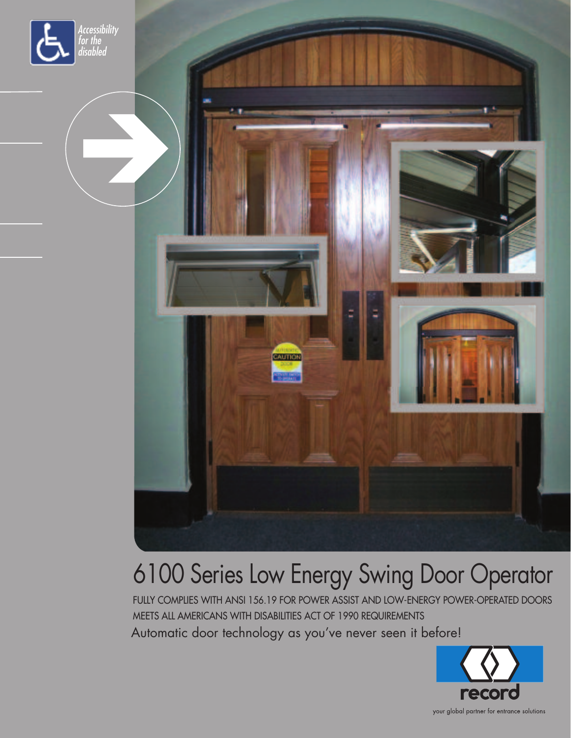Accessibility for the disabled

# 6100 Series Low Energy Swing Door Operator

FULLY COMPLIES WITH ANSI 156.19 FOR POWER ASSIST AND LOW-ENERGY POWER-OPERATED DOORS

MEETS ALL AMERICANS WITH DISABILITIES ACT OF 1990 REQUIREMENTS

Automatic door technology as you've never seen it before!

record

your global partner for entrance solutions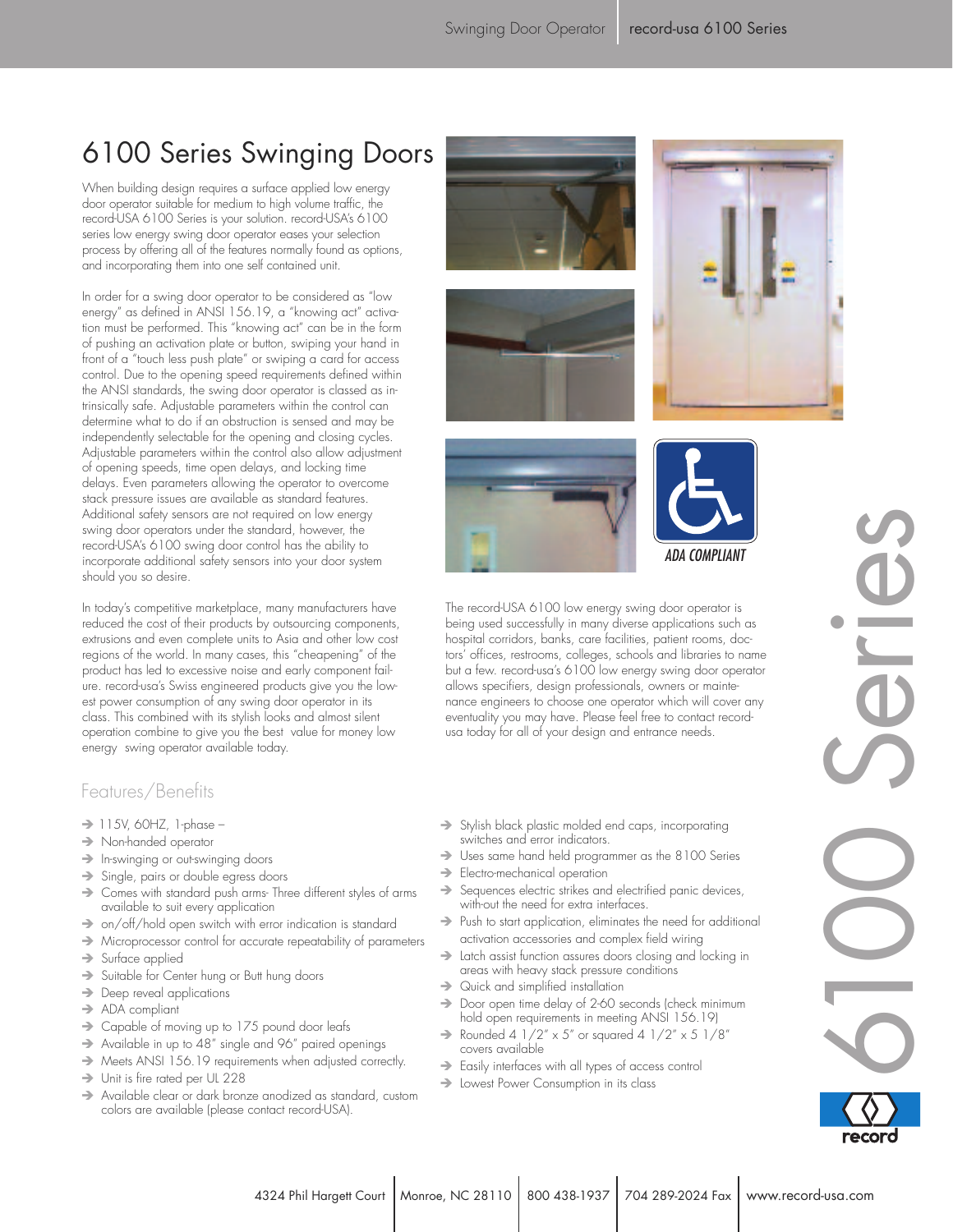# 6100 Series Swinging Doors

When building design requires a surface applied low energy door operator suitable for medium to high volume traffic, the record-USA 6100 Series is your solution. record-USA's 6100 series low energy swing door operator eases your selection process by offering all of the features normally found as options, and incorporating them into one self contained unit.

In order for a swing door operator to be considered as "low energy" as defined in ANSI 156.19, a "knowing act" activation must be performed. This "knowing act" can be in the form of pushing an activation plate or button, swiping your hand in front of a "touch less push plate" or swiping a card for access control. Due to the opening speed requirements defined within the ANSI standards, the swing door operator is classed as intrinsically safe. Adjustable parameters within the control can determine what to do if an obstruction is sensed and may be independently selectable for the opening and closing cycles. Adjustable parameters within the control also allow adjustment of opening speeds, time open delays, and locking time delays. Even parameters allowing the operator to overcome stack pressure issues are available as standard features. Additional safety sensors are not required on low energy swing door operators under the standard, however, the record-USA's 6100 swing door control has the ability to incorporate additional safety sensors into your door system should you so desire.

In today's competitive marketplace, many manufacturers have reduced the cost of their products by outsourcing components, extrusions and even complete units to Asia and other low cost regions of the world. In many cases, this "cheapening" of the product has led to excessive noise and early component failure. record-usa's Swiss engineered products give you the lowest power consumption of any swing door operator in its class. This combined with its stylish looks and almost silent operation combine to give you the best value for money low energy swing operator available today.

ADA COMPLIANT

The record-USA 6100 low energy swing door operator is being used successfully in many diverse applications such as hospital corridors, banks, care facilities, patient rooms, doctors' offices, restrooms, colleges, schools and libraries to name but a few. record-usa's 6100 low energy swing door operator allows specifiers, design professionals, owners or maintenance engineers to choose one operator which will cover any eventuality you may have. Please feel free to contact record-usa today for all of your design and entrance needs.

## Features/Benefits

- 115V, 60HZ, 1-phase –
- Non-handed operator
- In-swinging or out-swinging doors
- Single, pairs or double egress doors
- Comes with standard push arms- Three different styles of arms available to suit every application
- on/off/hold open switch with error indication is standard
- Microprocessor control for accurate repeatability of parameters
- Surface applied
- Suitable for Center hung or Butt hung doors
- Deep reveal applications
- ADA compliant
- Capable of moving up to 175 pound door leafs
- Available in up to 48" single and 96" paired openings
- Meets ANSI 156.19 requirements when adjusted correctly.
- Unit is fire rated per UL 228
- Available clear or dark bronze anodized as standard, custom colors are available (please contact record-USA).
- Stylish black plastic molded end caps, incorporating switches and error indicators.
- Uses same hand held programmer as the 8100 Series
- Electro-mechanical operation
- Sequences electric strikes and electrified panic devices, with-out the need for extra interfaces.
- Push to start application, eliminates the need for additional activation accessories and complex field wiring
- Latch assist function assures doors closing and locking in areas with heavy stack pressure conditions
- Quick and simplified installation
- Door open time delay of 2-60 seconds (check minimum hold open requirements in meeting ANSI 156.19)
- Rounded 4 1/2" x 5" or squared 4 1/2" x 5 1/8" covers available
- Easily interfaces with all types of access control
- Lowest Power Consumption in its class

6100 Series

record

4324 Phil Hargett Court | Monroe, NC 28110 | 800 438-1937 | 704 289-2024 Fax | www.record-usa.com